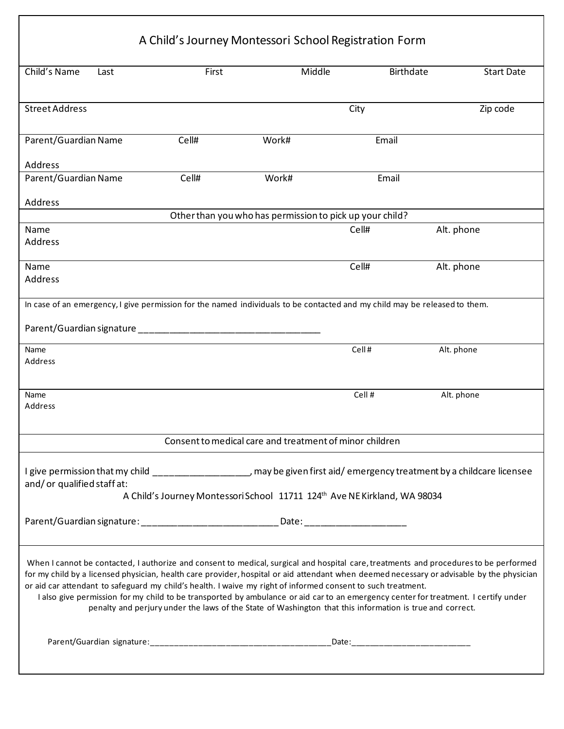# A Child's Journey Montessori School Registration Form

| Child's Name Last | First | Middle | Birthdate | Start Date |
|---|---|---|---|---|
| | | | | |

| Street Address | City | Zip code |
|---|---|---|
| | | |

| Parent/Guardian Name | Cell# | Work# | Email |
|---|---|---|---|
| Address | | | |
| **Parent/Guardian Name** | **Cell#** | **Work#** | **Email** |
| Address | | | |

**Other than you who has permission to pick up your child?**

| Name | Cell# | Alt. phone |
|---|---|---|
| Address | | |
| **Name** | **Cell#** | **Alt. phone** |
| Address | | |

In case of an emergency, I give permission for the named individuals to be contacted and my child may be released to them.

Parent/Guardian signature ___________________________________

| Name | Cell # | Alt. phone |
|---|---|---|
| Address | | |
| **Name** | **Cell #** | **Alt. phone** |
| Address | | |

**Consent to medical care and treatment of minor children**

I give permission that my child __________________, may be given first aid/ emergency treatment by a childcare licensee and/ or qualified staff at:

A Child's Journey Montessori School 11711 124th Ave NE Kirkland, WA 98034

Parent/Guardian signature: __________________________ Date: ___________________

When I cannot be contacted, I authorize and consent to medical, surgical and hospital care, treatments and procedures to be performed for my child by a licensed physician, health care provider, hospital or aid attendant when deemed necessary or advisable by the physician or aid car attendant to safeguard my child's health. I waive my right of informed consent to such treatment.

I also give permission for my child to be transported by ambulance or aid car to an emergency center for treatment. I certify under penalty and perjury under the laws of the State of Washington that this information is true and correct.

Parent/Guardian signature:_______________________________________Date:__________________________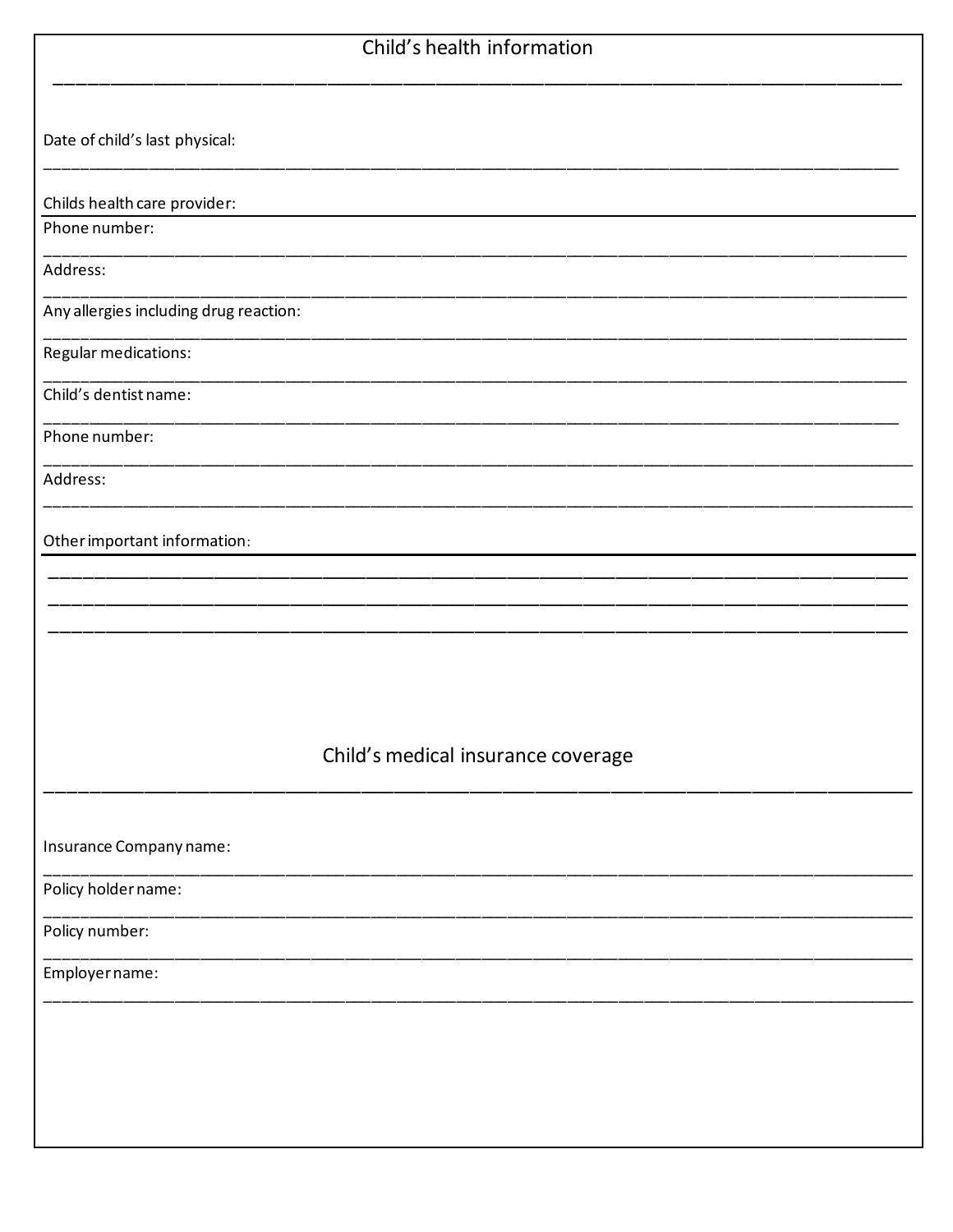## Child’s health information

Date of child’s last physical:

Childs health care provider:

Phone number:

Address:

Any allergies including drug reaction:

Regular medications:

Child’s dentist name:

Phone number:

Address:

Other important information:

## Child’s medical insurance coverage

Insurance Company name:

Policy holder name:

Policy number:

Employer name: